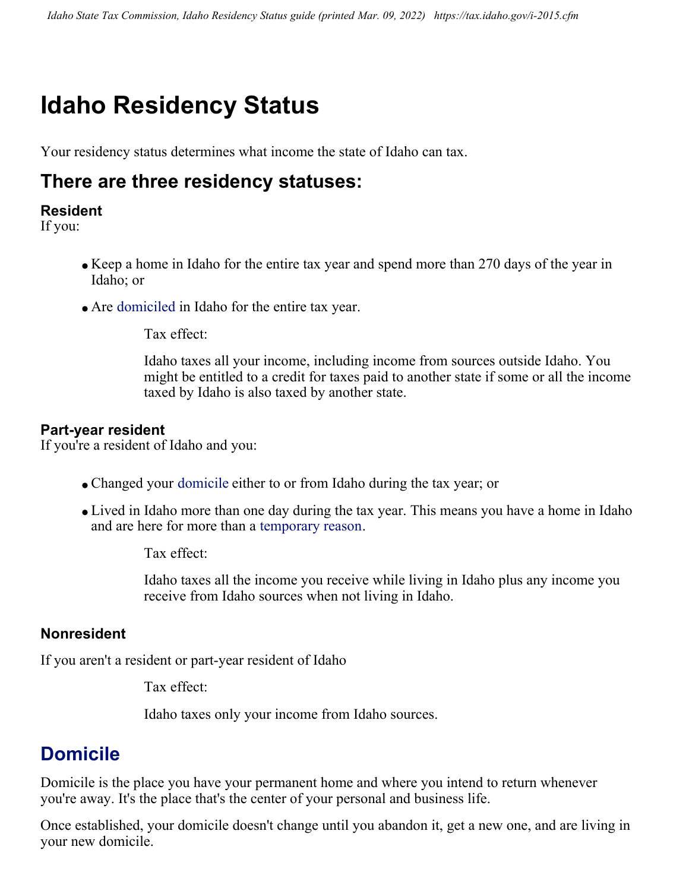# Idaho Residency Status

Your residency status determines what income the state of Idaho can tax.

## There are three residency statuses:

### Resident

If you:

- Keep a home in Idaho for the entire tax year and spend more than 270 days of the year in Idaho; or
- Are domiciled in Idaho for the entire tax year.

  Tax effect:

  Idaho taxes all your income, including income from sources outside Idaho. You might be entitled to a credit for taxes paid to another state if some or all the income taxed by Idaho is also taxed by another state.

### Part-year resident

If you're a resident of Idaho and you:

- Changed your domicile either to or from Idaho during the tax year; or
- Lived in Idaho more than one day during the tax year. This means you have a home in Idaho and are here for more than a temporary reason.

  Tax effect:

  Idaho taxes all the income you receive while living in Idaho plus any income you receive from Idaho sources when not living in Idaho.

### Nonresident

If you aren't a resident or part-year resident of Idaho

  Tax effect:

  Idaho taxes only your income from Idaho sources.

## Domicile

Domicile is the place you have your permanent home and where you intend to return whenever you're away. It's the place that's the center of your personal and business life.

Once established, your domicile doesn't change until you abandon it, get a new one, and are living in your new domicile.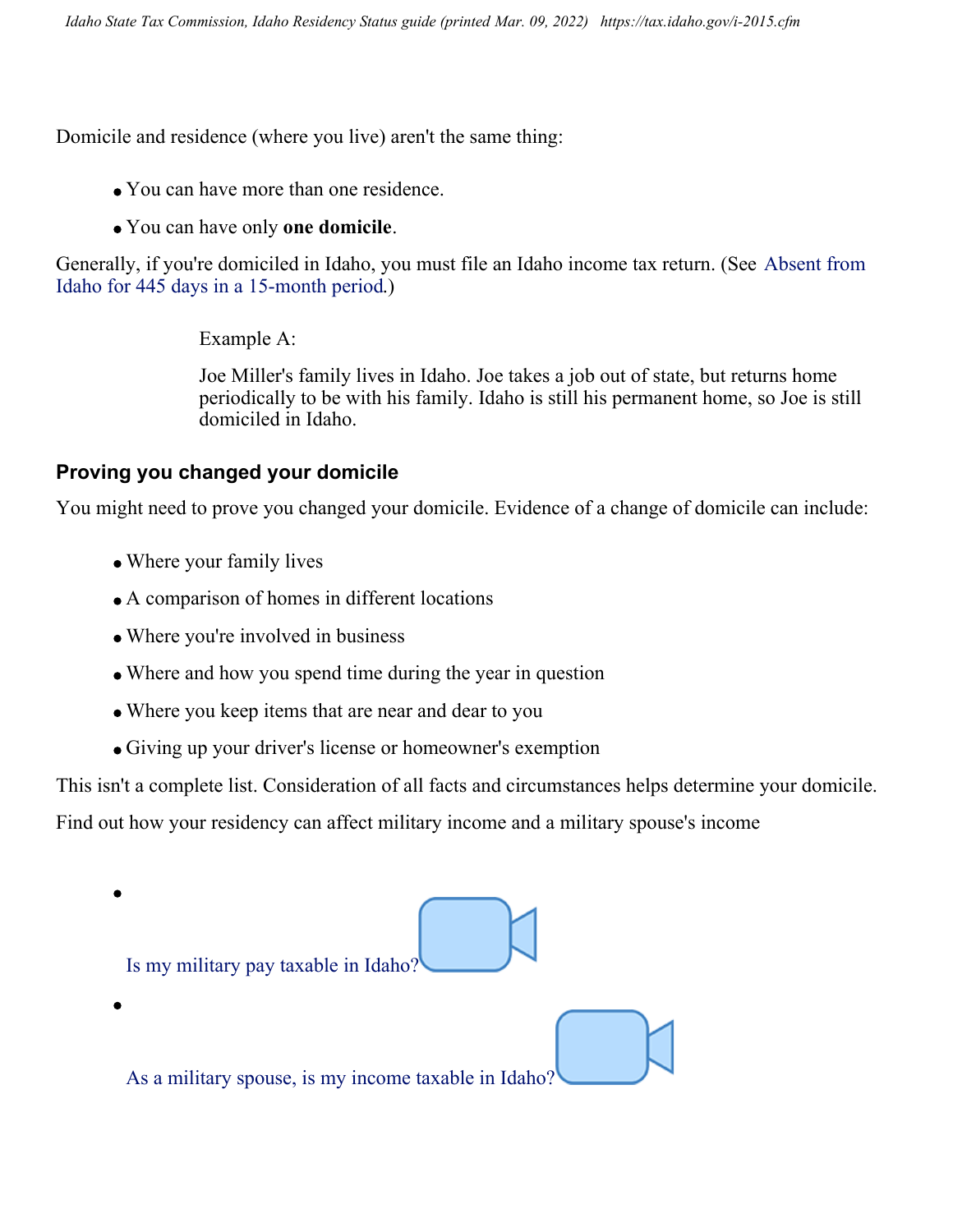Domicile and residence (where you live) aren't the same thing:

- You can have more than one residence.
- You can have only **one domicile**.

Generally, if you're domiciled in Idaho, you must file an Idaho income tax return. (See Absent from Idaho for 445 days in a 15-month period.)

> Example A:
>
> Joe Miller's family lives in Idaho. Joe takes a job out of state, but returns home periodically to be with his family. Idaho is still his permanent home, so Joe is still domiciled in Idaho.

### Proving you changed your domicile

You might need to prove you changed your domicile. Evidence of a change of domicile can include:

- Where your family lives
- A comparison of homes in different locations
- Where you're involved in business
- Where and how you spend time during the year in question
- Where you keep items that are near and dear to you
- Giving up your driver's license or homeowner's exemption

This isn't a complete list. Consideration of all facts and circumstances helps determine your domicile.

Find out how your residency can affect military income and a military spouse's income

- Is my military pay taxable in Idaho?
- As a military spouse, is my income taxable in Idaho?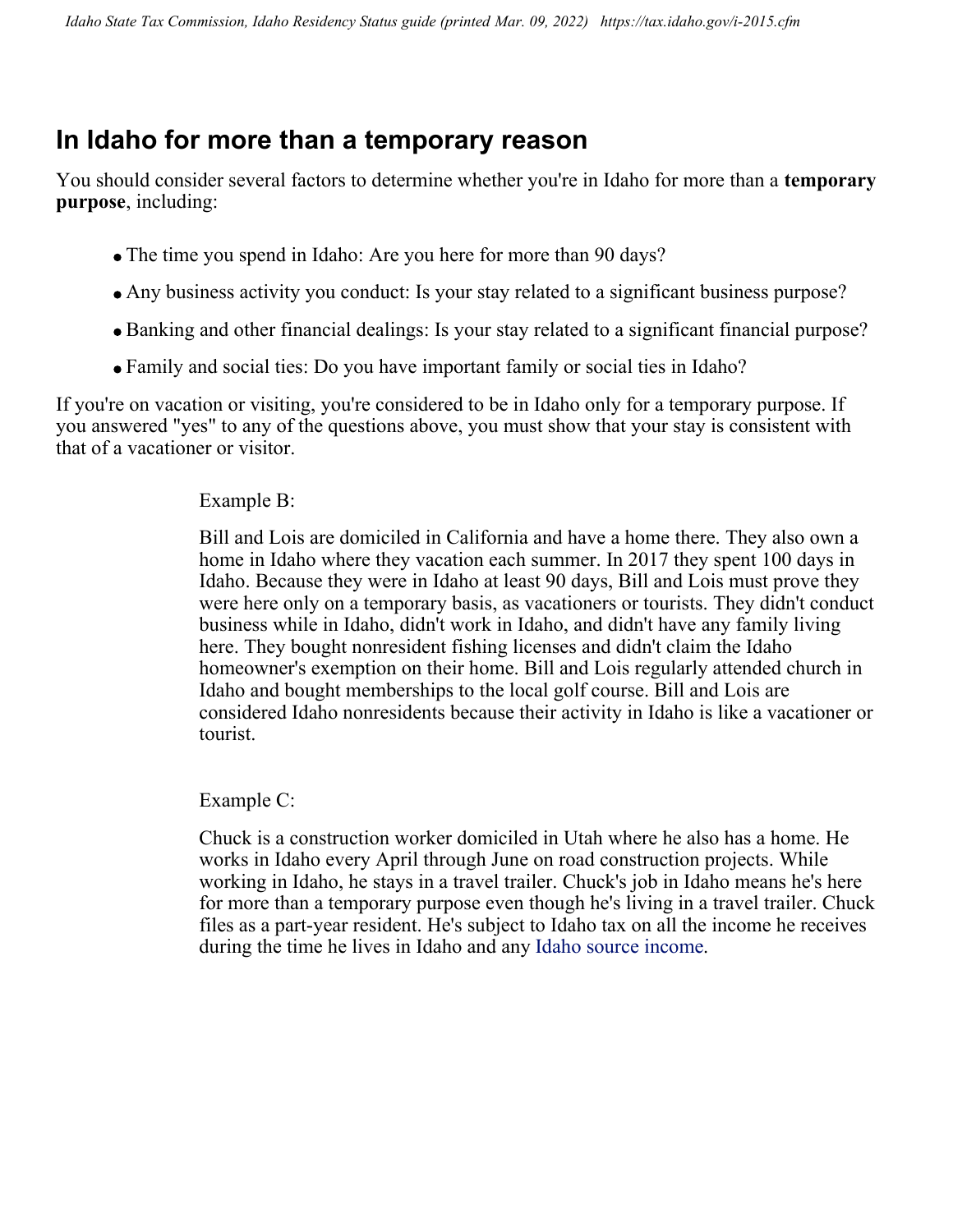## In Idaho for more than a temporary reason

You should consider several factors to determine whether you're in Idaho for more than a **temporary purpose**, including:

- The time you spend in Idaho: Are you here for more than 90 days?
- Any business activity you conduct: Is your stay related to a significant business purpose?
- Banking and other financial dealings: Is your stay related to a significant financial purpose?
- Family and social ties: Do you have important family or social ties in Idaho?

If you're on vacation or visiting, you're considered to be in Idaho only for a temporary purpose. If you answered "yes" to any of the questions above, you must show that your stay is consistent with that of a vacationer or visitor.

> Example B:
>
> Bill and Lois are domiciled in California and have a home there. They also own a home in Idaho where they vacation each summer. In 2017 they spent 100 days in Idaho. Because they were in Idaho at least 90 days, Bill and Lois must prove they were here only on a temporary basis, as vacationers or tourists. They didn't conduct business while in Idaho, didn't work in Idaho, and didn't have any family living here. They bought nonresident fishing licenses and didn't claim the Idaho homeowner's exemption on their home. Bill and Lois regularly attended church in Idaho and bought memberships to the local golf course. Bill and Lois are considered Idaho nonresidents because their activity in Idaho is like a vacationer or tourist.

> Example C:
>
> Chuck is a construction worker domiciled in Utah where he also has a home. He works in Idaho every April through June on road construction projects. While working in Idaho, he stays in a travel trailer. Chuck's job in Idaho means he's here for more than a temporary purpose even though he's living in a travel trailer. Chuck files as a part-year resident. He's subject to Idaho tax on all the income he receives during the time he lives in Idaho and any Idaho source income.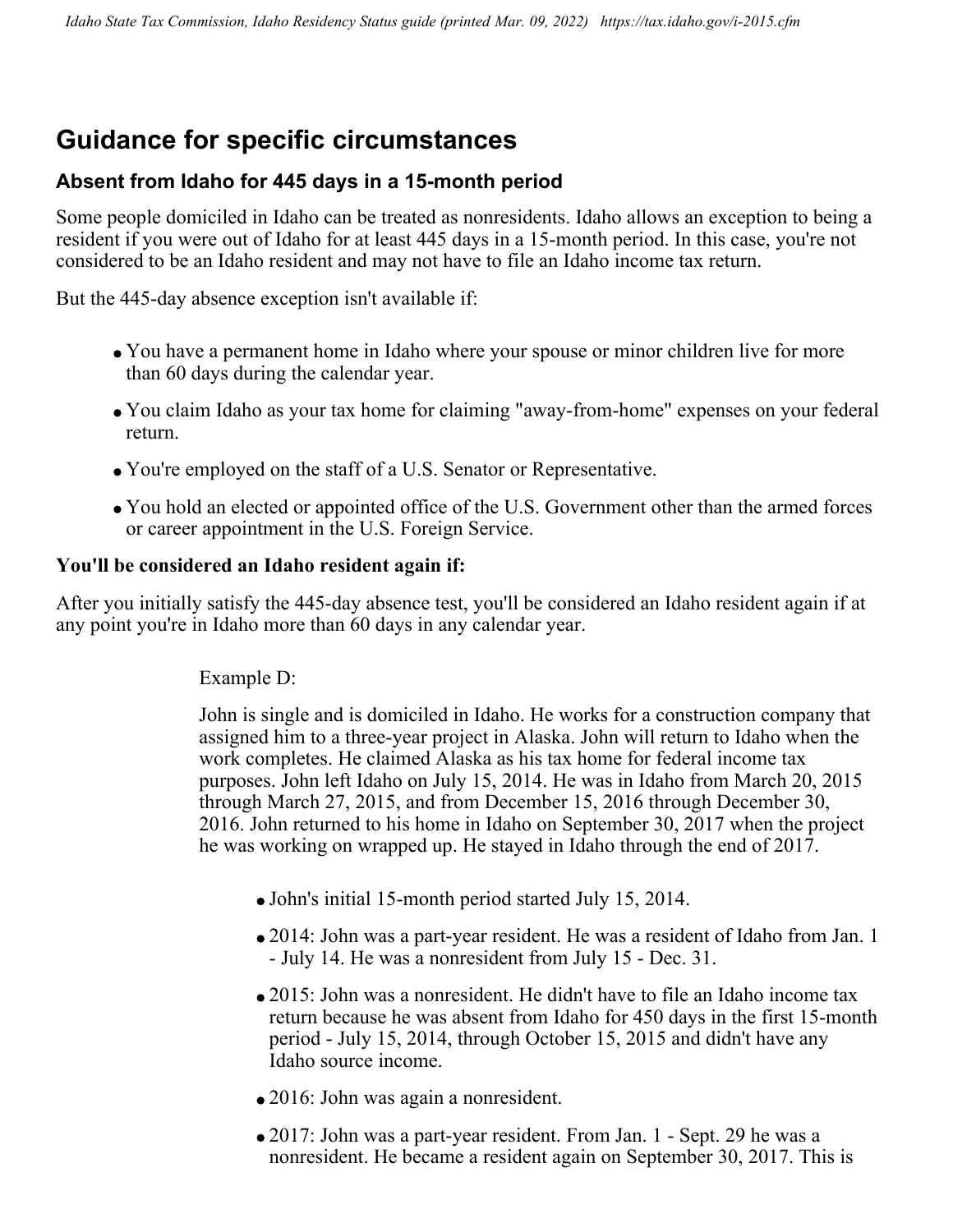## Guidance for specific circumstances

### Absent from Idaho for 445 days in a 15-month period

Some people domiciled in Idaho can be treated as nonresidents. Idaho allows an exception to being a resident if you were out of Idaho for at least 445 days in a 15-month period. In this case, you're not considered to be an Idaho resident and may not have to file an Idaho income tax return.

But the 445-day absence exception isn't available if:

- You have a permanent home in Idaho where your spouse or minor children live for more than 60 days during the calendar year.
- You claim Idaho as your tax home for claiming "away-from-home" expenses on your federal return.
- You're employed on the staff of a U.S. Senator or Representative.
- You hold an elected or appointed office of the U.S. Government other than the armed forces or career appointment in the U.S. Foreign Service.

**You'll be considered an Idaho resident again if:**

After you initially satisfy the 445-day absence test, you'll be considered an Idaho resident again if at any point you're in Idaho more than 60 days in any calendar year.

> Example D:
>
> John is single and is domiciled in Idaho. He works for a construction company that assigned him to a three-year project in Alaska. John will return to Idaho when the work completes. He claimed Alaska as his tax home for federal income tax purposes. John left Idaho on July 15, 2014. He was in Idaho from March 20, 2015 through March 27, 2015, and from December 15, 2016 through December 30, 2016. John returned to his home in Idaho on September 30, 2017 when the project he was working on wrapped up. He stayed in Idaho through the end of 2017.
>
> - John's initial 15-month period started July 15, 2014.
> - 2014: John was a part-year resident. He was a resident of Idaho from Jan. 1 - July 14. He was a nonresident from July 15 - Dec. 31.
> - 2015: John was a nonresident. He didn't have to file an Idaho income tax return because he was absent from Idaho for 450 days in the first 15-month period - July 15, 2014, through October 15, 2015 and didn't have any Idaho source income.
> - 2016: John was again a nonresident.
> - 2017: John was a part-year resident. From Jan. 1 - Sept. 29 he was a nonresident. He became a resident again on September 30, 2017. This is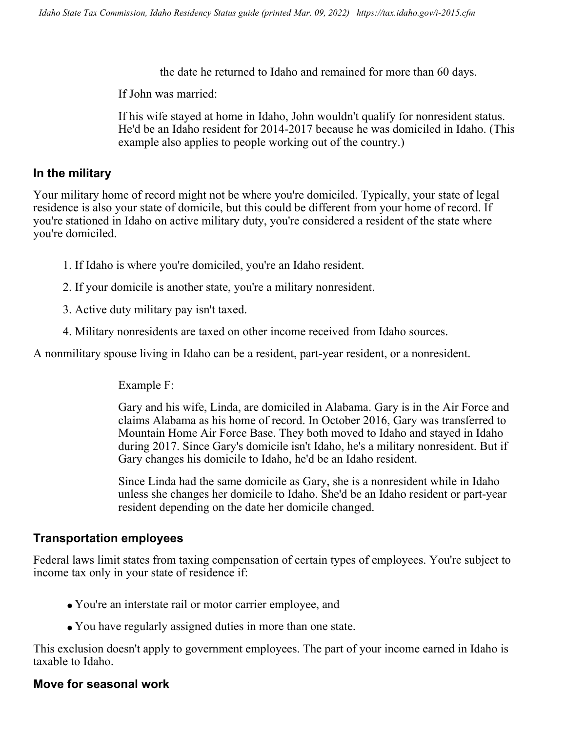the date he returned to Idaho and remained for more than 60 days.

If John was married:

If his wife stayed at home in Idaho, John wouldn't qualify for nonresident status. He'd be an Idaho resident for 2014-2017 because he was domiciled in Idaho. (This example also applies to people working out of the country.)

### In the military

Your military home of record might not be where you're domiciled. Typically, your state of legal residence is also your state of domicile, but this could be different from your home of record. If you're stationed in Idaho on active military duty, you're considered a resident of the state where you're domiciled.

1. If Idaho is where you're domiciled, you're an Idaho resident.
2. If your domicile is another state, you're a military nonresident.
3. Active duty military pay isn't taxed.
4. Military nonresidents are taxed on other income received from Idaho sources.

A nonmilitary spouse living in Idaho can be a resident, part-year resident, or a nonresident.

Example F:

Gary and his wife, Linda, are domiciled in Alabama. Gary is in the Air Force and claims Alabama as his home of record. In October 2016, Gary was transferred to Mountain Home Air Force Base. They both moved to Idaho and stayed in Idaho during 2017. Since Gary's domicile isn't Idaho, he's a military nonresident. But if Gary changes his domicile to Idaho, he'd be an Idaho resident.

Since Linda had the same domicile as Gary, she is a nonresident while in Idaho unless she changes her domicile to Idaho. She'd be an Idaho resident or part-year resident depending on the date her domicile changed.

### Transportation employees

Federal laws limit states from taxing compensation of certain types of employees. You're subject to income tax only in your state of residence if:

- You're an interstate rail or motor carrier employee, and
- You have regularly assigned duties in more than one state.

This exclusion doesn't apply to government employees. The part of your income earned in Idaho is taxable to Idaho.

### Move for seasonal work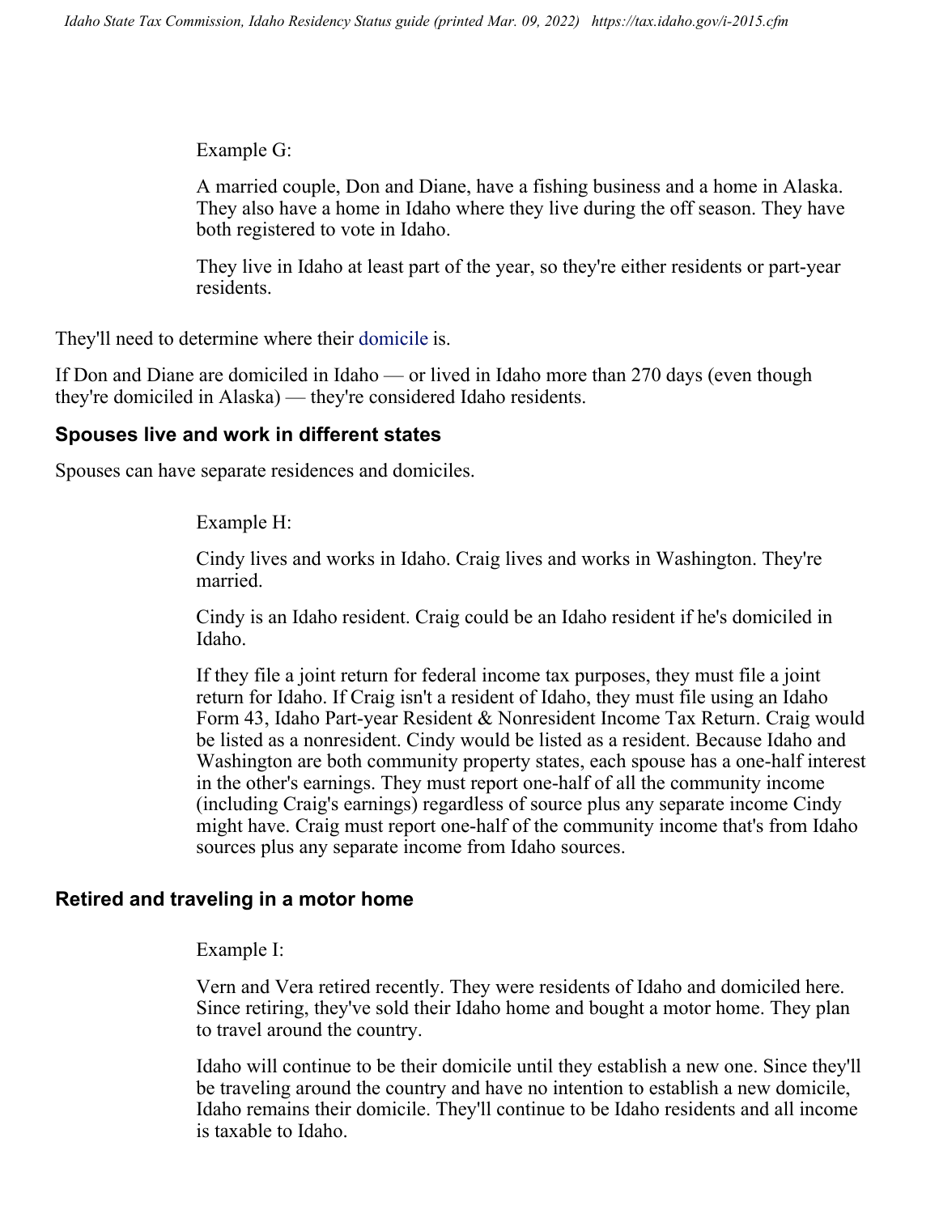Example G:

A married couple, Don and Diane, have a fishing business and a home in Alaska. They also have a home in Idaho where they live during the off season. They have both registered to vote in Idaho.

They live in Idaho at least part of the year, so they're either residents or part-year residents.

They'll need to determine where their domicile is.

If Don and Diane are domiciled in Idaho — or lived in Idaho more than 270 days (even though they're domiciled in Alaska) — they're considered Idaho residents.

### Spouses live and work in different states

Spouses can have separate residences and domiciles.

Example H:

Cindy lives and works in Idaho. Craig lives and works in Washington. They're married.

Cindy is an Idaho resident. Craig could be an Idaho resident if he's domiciled in Idaho.

If they file a joint return for federal income tax purposes, they must file a joint return for Idaho. If Craig isn't a resident of Idaho, they must file using an Idaho Form 43, Idaho Part-year Resident & Nonresident Income Tax Return. Craig would be listed as a nonresident. Cindy would be listed as a resident. Because Idaho and Washington are both community property states, each spouse has a one-half interest in the other's earnings. They must report one-half of all the community income (including Craig's earnings) regardless of source plus any separate income Cindy might have. Craig must report one-half of the community income that's from Idaho sources plus any separate income from Idaho sources.

### Retired and traveling in a motor home

Example I:

Vern and Vera retired recently. They were residents of Idaho and domiciled here. Since retiring, they've sold their Idaho home and bought a motor home. They plan to travel around the country.

Idaho will continue to be their domicile until they establish a new one. Since they'll be traveling around the country and have no intention to establish a new domicile, Idaho remains their domicile. They'll continue to be Idaho residents and all income is taxable to Idaho.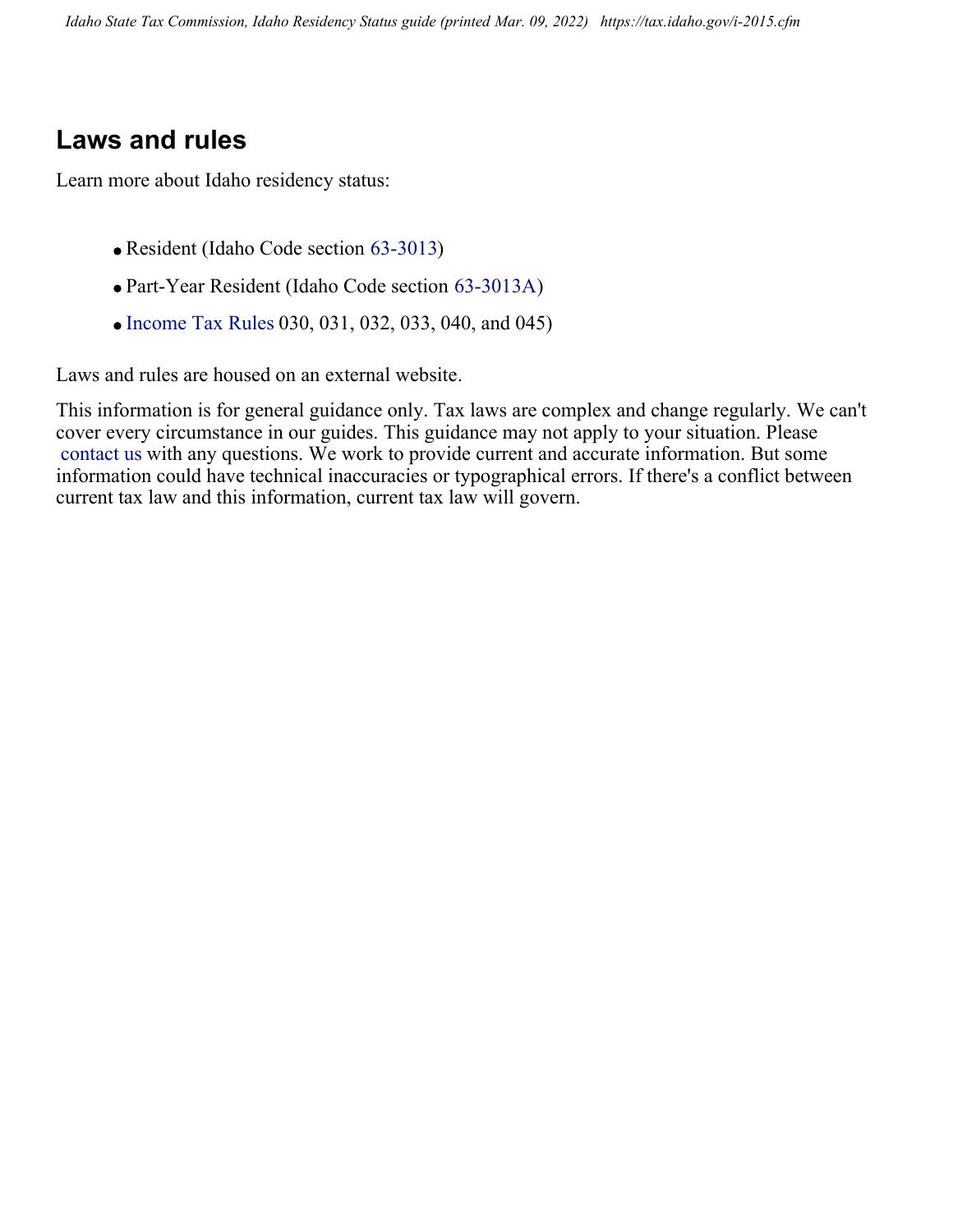## Laws and rules

Learn more about Idaho residency status:

- Resident (Idaho Code section 63-3013)
- Part-Year Resident (Idaho Code section 63-3013A)
- Income Tax Rules 030, 031, 032, 033, 040, and 045)

Laws and rules are housed on an external website.

This information is for general guidance only. Tax laws are complex and change regularly. We can't cover every circumstance in our guides. This guidance may not apply to your situation. Please contact us with any questions. We work to provide current and accurate information. But some information could have technical inaccuracies or typographical errors. If there's a conflict between current tax law and this information, current tax law will govern.